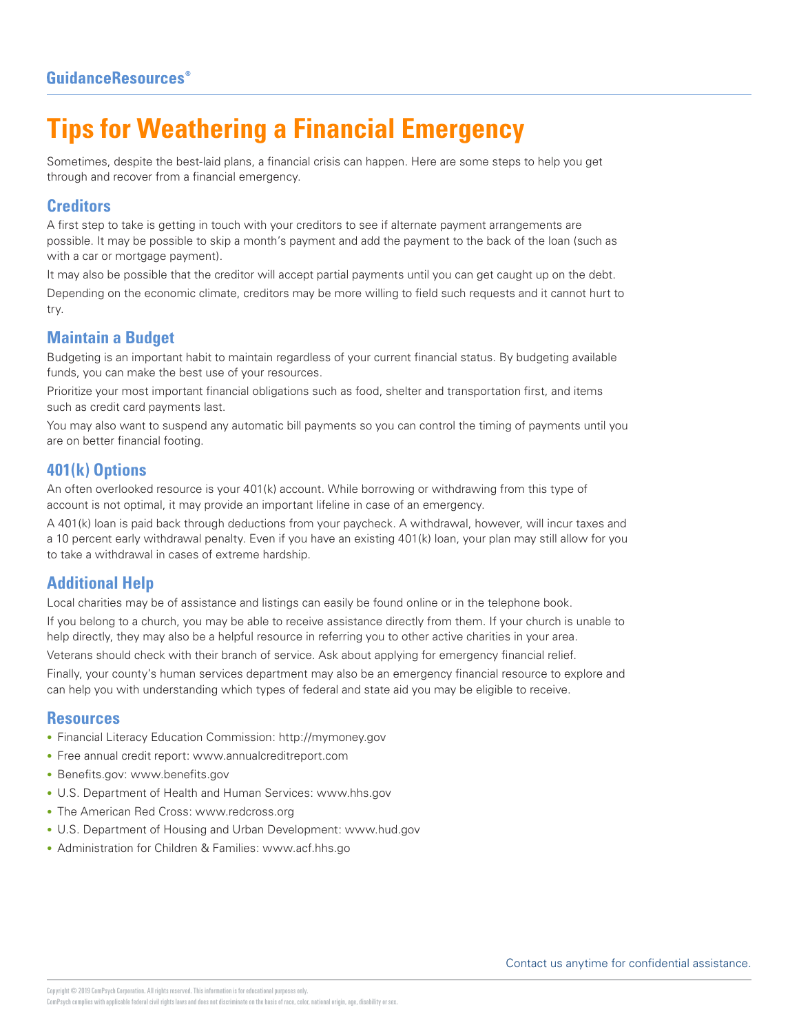GuidanceResources®

# Tips for Weathering a Financial Emergency

Sometimes, despite the best-laid plans, a financial crisis can happen. Here are some steps to help you get through and recover from a financial emergency.

## Creditors

A first step to take is getting in touch with your creditors to see if alternate payment arrangements are possible. It may be possible to skip a month's payment and add the payment to the back of the loan (such as with a car or mortgage payment).

It may also be possible that the creditor will accept partial payments until you can get caught up on the debt.

Depending on the economic climate, creditors may be more willing to field such requests and it cannot hurt to try.

## Maintain a Budget

Budgeting is an important habit to maintain regardless of your current financial status. By budgeting available funds, you can make the best use of your resources.

Prioritize your most important financial obligations such as food, shelter and transportation first, and items such as credit card payments last.

You may also want to suspend any automatic bill payments so you can control the timing of payments until you are on better financial footing.

## 401(k) Options

An often overlooked resource is your 401(k) account. While borrowing or withdrawing from this type of account is not optimal, it may provide an important lifeline in case of an emergency.

A 401(k) loan is paid back through deductions from your paycheck. A withdrawal, however, will incur taxes and a 10 percent early withdrawal penalty. Even if you have an existing 401(k) loan, your plan may still allow for you to take a withdrawal in cases of extreme hardship.

## Additional Help

Local charities may be of assistance and listings can easily be found online or in the telephone book.

If you belong to a church, you may be able to receive assistance directly from them. If your church is unable to help directly, they may also be a helpful resource in referring you to other active charities in your area.

Veterans should check with their branch of service. Ask about applying for emergency financial relief.

Finally, your county's human services department may also be an emergency financial resource to explore and can help you with understanding which types of federal and state aid you may be eligible to receive.

## Resources

- Financial Literacy Education Commission: http://mymoney.gov
- Free annual credit report: www.annualcreditreport.com
- Benefits.gov: www.benefits.gov
- U.S. Department of Health and Human Services: www.hhs.gov
- The American Red Cross: www.redcross.org
- U.S. Department of Housing and Urban Development: www.hud.gov
- Administration for Children & Families: www.acf.hhs.go

Contact us anytime for confidential assistance.

Copyright © 2019 ComPsych Corporation. All rights reserved. This information is for educational purposes only.
ComPsych complies with applicable federal civil rights laws and does not discriminate on the basis of race, color, national origin, age, disability or sex.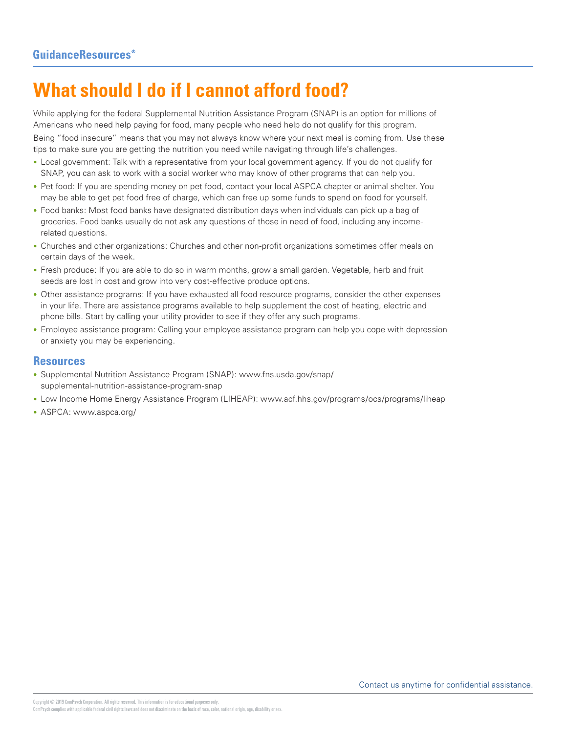# What should I do if I cannot afford food?

While applying for the federal Supplemental Nutrition Assistance Program (SNAP) is an option for millions of Americans who need help paying for food, many people who need help do not qualify for this program.

Being "food insecure" means that you may not always know where your next meal is coming from. Use these tips to make sure you are getting the nutrition you need while navigating through life's challenges.

- Local government: Talk with a representative from your local government agency. If you do not qualify for SNAP, you can ask to work with a social worker who may know of other programs that can help you.
- Pet food: If you are spending money on pet food, contact your local ASPCA chapter or animal shelter. You may be able to get pet food free of charge, which can free up some funds to spend on food for yourself.
- Food banks: Most food banks have designated distribution days when individuals can pick up a bag of groceries. Food banks usually do not ask any questions of those in need of food, including any income-related questions.
- Churches and other organizations: Churches and other non-profit organizations sometimes offer meals on certain days of the week.
- Fresh produce: If you are able to do so in warm months, grow a small garden. Vegetable, herb and fruit seeds are lost in cost and grow into very cost-effective produce options.
- Other assistance programs: If you have exhausted all food resource programs, consider the other expenses in your life. There are assistance programs available to help supplement the cost of heating, electric and phone bills. Start by calling your utility provider to see if they offer any such programs.
- Employee assistance program: Calling your employee assistance program can help you cope with depression or anxiety you may be experiencing.

## Resources

- Supplemental Nutrition Assistance Program (SNAP): www.fns.usda.gov/snap/supplemental-nutrition-assistance-program-snap
- Low Income Home Energy Assistance Program (LIHEAP): www.acf.hhs.gov/programs/ocs/programs/liheap
- ASPCA: www.aspca.org/

Contact us anytime for confidential assistance.

Copyright © 2019 ComPsych Corporation. All rights reserved. This information is for educational purposes only.
ComPsych complies with applicable federal civil rights laws and does not discriminate on the basis of race, color, national origin, age, disability or sex.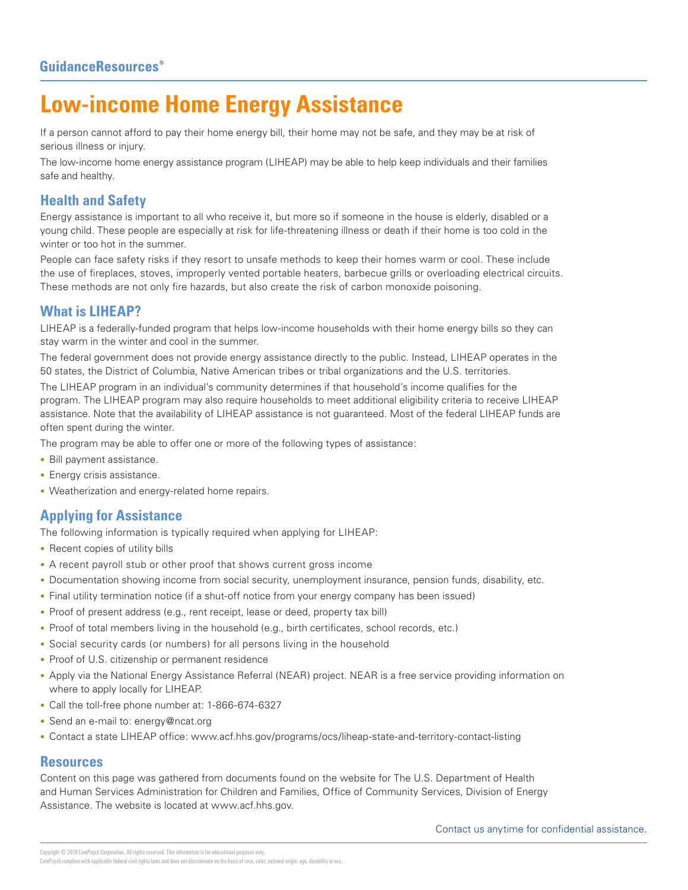GuidanceResources®

# Low-income Home Energy Assistance

If a person cannot afford to pay their home energy bill, their home may not be safe, and they may be at risk of serious illness or injury.

The low-income home energy assistance program (LIHEAP) may be able to help keep individuals and their families safe and healthy.

## Health and Safety

Energy assistance is important to all who receive it, but more so if someone in the house is elderly, disabled or a young child. These people are especially at risk for life-threatening illness or death if their home is too cold in the winter or too hot in the summer.

People can face safety risks if they resort to unsafe methods to keep their homes warm or cool. These include the use of fireplaces, stoves, improperly vented portable heaters, barbecue grills or overloading electrical circuits. These methods are not only fire hazards, but also create the risk of carbon monoxide poisoning.

## What is LIHEAP?

LIHEAP is a federally-funded program that helps low-income households with their home energy bills so they can stay warm in the winter and cool in the summer.

The federal government does not provide energy assistance directly to the public. Instead, LIHEAP operates in the 50 states, the District of Columbia, Native American tribes or tribal organizations and the U.S. territories.

The LIHEAP program in an individual's community determines if that household's income qualifies for the program. The LIHEAP program may also require households to meet additional eligibility criteria to receive LIHEAP assistance. Note that the availability of LIHEAP assistance is not guaranteed. Most of the federal LIHEAP funds are often spent during the winter.

The program may be able to offer one or more of the following types of assistance:

- Bill payment assistance.
- Energy crisis assistance.
- Weatherization and energy-related home repairs.

## Applying for Assistance

The following information is typically required when applying for LIHEAP:

- Recent copies of utility bills
- A recent payroll stub or other proof that shows current gross income
- Documentation showing income from social security, unemployment insurance, pension funds, disability, etc.
- Final utility termination notice (if a shut-off notice from your energy company has been issued)
- Proof of present address (e.g., rent receipt, lease or deed, property tax bill)
- Proof of total members living in the household (e.g., birth certificates, school records, etc.)
- Social security cards (or numbers) for all persons living in the household
- Proof of U.S. citizenship or permanent residence
- Apply via the National Energy Assistance Referral (NEAR) project. NEAR is a free service providing information on where to apply locally for LIHEAP.
- Call the toll-free phone number at: 1-866-674-6327
- Send an e-mail to: energy@ncat.org
- Contact a state LIHEAP office: www.acf.hhs.gov/programs/ocs/liheap-state-and-territory-contact-listing

## Resources

Content on this page was gathered from documents found on the website for The U.S. Department of Health and Human Services Administration for Children and Families, Office of Community Services, Division of Energy Assistance. The website is located at www.acf.hhs.gov.

Contact us anytime for confidential assistance.

Copyright © 2019 ComPsych Corporation. All rights reserved. This information is for educational purposes only.
ComPsych complies with applicable federal civil rights laws and does not discriminate on the basis of race, color, national origin, age, disability or sex.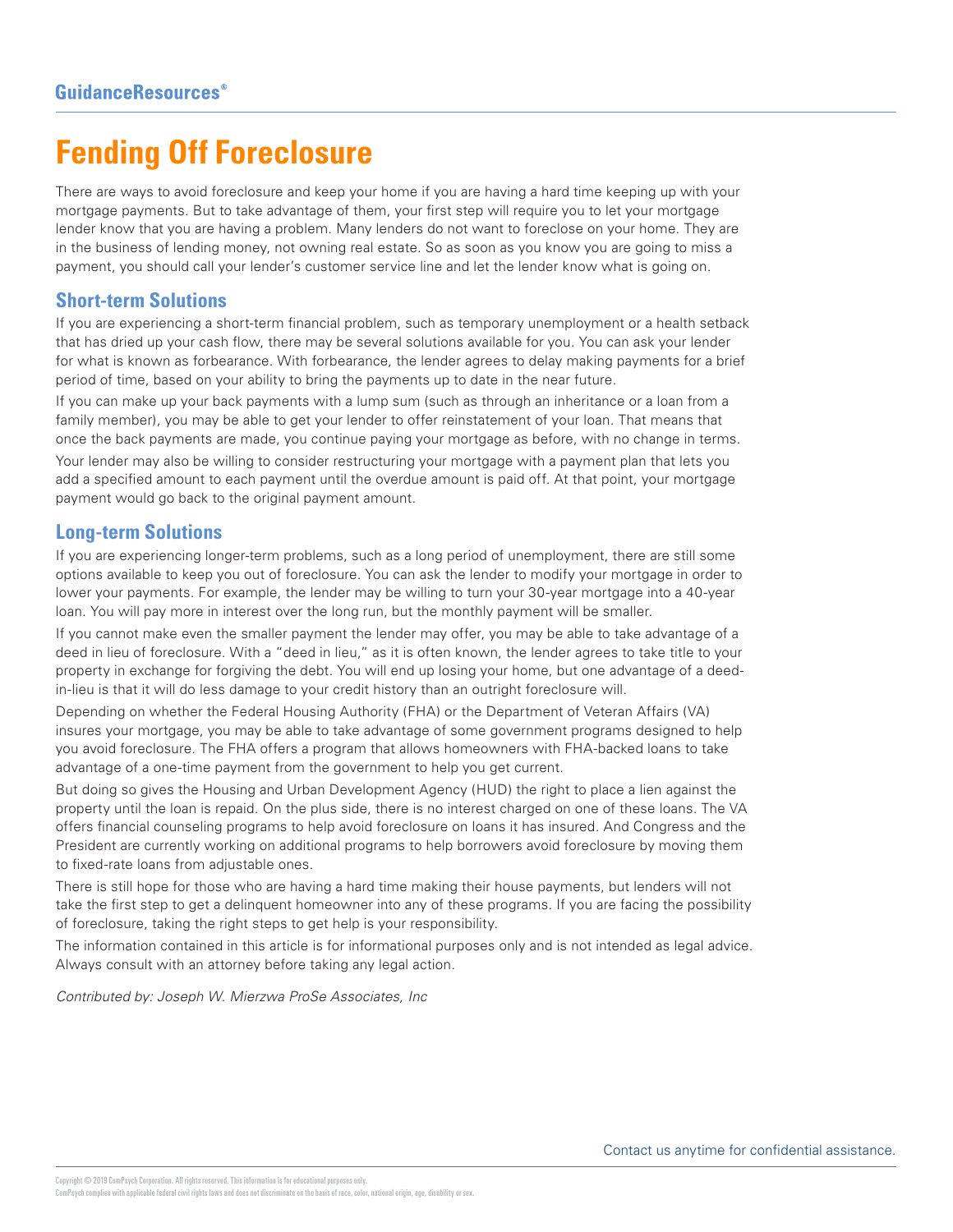# Fending Off Foreclosure

There are ways to avoid foreclosure and keep your home if you are having a hard time keeping up with your mortgage payments. But to take advantage of them, your first step will require you to let your mortgage lender know that you are having a problem. Many lenders do not want to foreclose on your home. They are in the business of lending money, not owning real estate. So as soon as you know you are going to miss a payment, you should call your lender's customer service line and let the lender know what is going on.

## Short-term Solutions

If you are experiencing a short-term financial problem, such as temporary unemployment or a health setback that has dried up your cash flow, there may be several solutions available for you. You can ask your lender for what is known as forbearance. With forbearance, the lender agrees to delay making payments for a brief period of time, based on your ability to bring the payments up to date in the near future.

If you can make up your back payments with a lump sum (such as through an inheritance or a loan from a family member), you may be able to get your lender to offer reinstatement of your loan. That means that once the back payments are made, you continue paying your mortgage as before, with no change in terms.

Your lender may also be willing to consider restructuring your mortgage with a payment plan that lets you add a specified amount to each payment until the overdue amount is paid off. At that point, your mortgage payment would go back to the original payment amount.

## Long-term Solutions

If you are experiencing longer-term problems, such as a long period of unemployment, there are still some options available to keep you out of foreclosure. You can ask the lender to modify your mortgage in order to lower your payments. For example, the lender may be willing to turn your 30-year mortgage into a 40-year loan. You will pay more in interest over the long run, but the monthly payment will be smaller.

If you cannot make even the smaller payment the lender may offer, you may be able to take advantage of a deed in lieu of foreclosure. With a "deed in lieu," as it is often known, the lender agrees to take title to your property in exchange for forgiving the debt. You will end up losing your home, but one advantage of a deed-in-lieu is that it will do less damage to your credit history than an outright foreclosure will.

Depending on whether the Federal Housing Authority (FHA) or the Department of Veteran Affairs (VA) insures your mortgage, you may be able to take advantage of some government programs designed to help you avoid foreclosure. The FHA offers a program that allows homeowners with FHA-backed loans to take advantage of a one-time payment from the government to help you get current.

But doing so gives the Housing and Urban Development Agency (HUD) the right to place a lien against the property until the loan is repaid. On the plus side, there is no interest charged on one of these loans. The VA offers financial counseling programs to help avoid foreclosure on loans it has insured. And Congress and the President are currently working on additional programs to help borrowers avoid foreclosure by moving them to fixed-rate loans from adjustable ones.

There is still hope for those who are having a hard time making their house payments, but lenders will not take the first step to get a delinquent homeowner into any of these programs. If you are facing the possibility of foreclosure, taking the right steps to get help is your responsibility.

The information contained in this article is for informational purposes only and is not intended as legal advice. Always consult with an attorney before taking any legal action.

*Contributed by: Joseph W. Mierzwa ProSe Associates, Inc*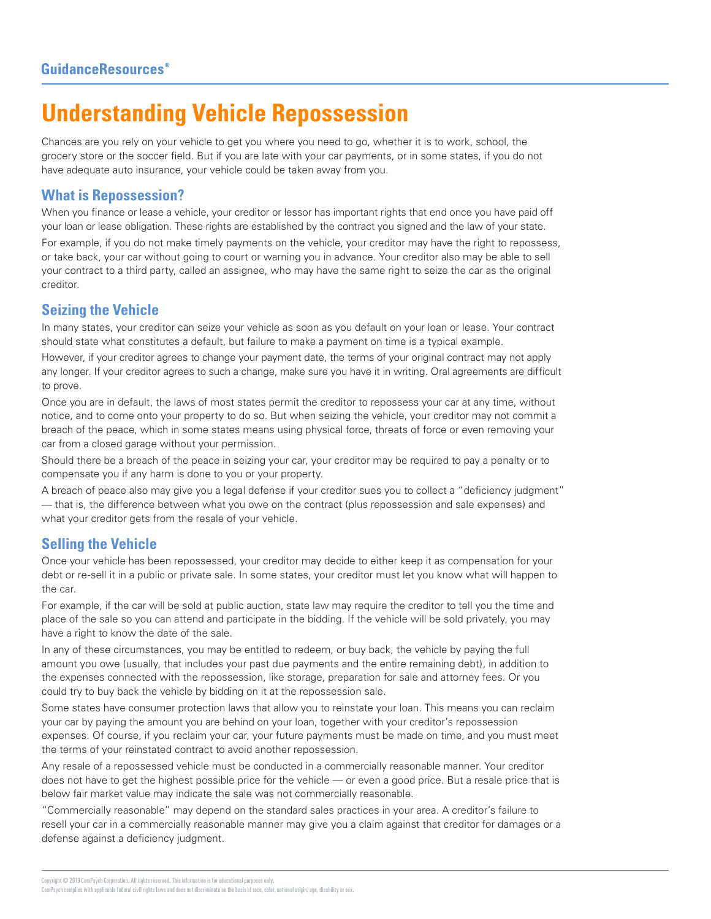# Understanding Vehicle Repossession

Chances are you rely on your vehicle to get you where you need to go, whether it is to work, school, the grocery store or the soccer field. But if you are late with your car payments, or in some states, if you do not have adequate auto insurance, your vehicle could be taken away from you.

## What is Repossession?

When you finance or lease a vehicle, your creditor or lessor has important rights that end once you have paid off your loan or lease obligation. These rights are established by the contract you signed and the law of your state.

For example, if you do not make timely payments on the vehicle, your creditor may have the right to repossess, or take back, your car without going to court or warning you in advance. Your creditor also may be able to sell your contract to a third party, called an assignee, who may have the same right to seize the car as the original creditor.

## Seizing the Vehicle

In many states, your creditor can seize your vehicle as soon as you default on your loan or lease. Your contract should state what constitutes a default, but failure to make a payment on time is a typical example.

However, if your creditor agrees to change your payment date, the terms of your original contract may not apply any longer. If your creditor agrees to such a change, make sure you have it in writing. Oral agreements are difficult to prove.

Once you are in default, the laws of most states permit the creditor to repossess your car at any time, without notice, and to come onto your property to do so. But when seizing the vehicle, your creditor may not commit a breach of the peace, which in some states means using physical force, threats of force or even removing your car from a closed garage without your permission.

Should there be a breach of the peace in seizing your car, your creditor may be required to pay a penalty or to compensate you if any harm is done to you or your property.

A breach of peace also may give you a legal defense if your creditor sues you to collect a "deficiency judgment" — that is, the difference between what you owe on the contract (plus repossession and sale expenses) and what your creditor gets from the resale of your vehicle.

## Selling the Vehicle

Once your vehicle has been repossessed, your creditor may decide to either keep it as compensation for your debt or re-sell it in a public or private sale. In some states, your creditor must let you know what will happen to the car.

For example, if the car will be sold at public auction, state law may require the creditor to tell you the time and place of the sale so you can attend and participate in the bidding. If the vehicle will be sold privately, you may have a right to know the date of the sale.

In any of these circumstances, you may be entitled to redeem, or buy back, the vehicle by paying the full amount you owe (usually, that includes your past due payments and the entire remaining debt), in addition to the expenses connected with the repossession, like storage, preparation for sale and attorney fees. Or you could try to buy back the vehicle by bidding on it at the repossession sale.

Some states have consumer protection laws that allow you to reinstate your loan. This means you can reclaim your car by paying the amount you are behind on your loan, together with your creditor's repossession expenses. Of course, if you reclaim your car, your future payments must be made on time, and you must meet the terms of your reinstated contract to avoid another repossession.

Any resale of a repossessed vehicle must be conducted in a commercially reasonable manner. Your creditor does not have to get the highest possible price for the vehicle — or even a good price. But a resale price that is below fair market value may indicate the sale was not commercially reasonable.

"Commercially reasonable" may depend on the standard sales practices in your area. A creditor's failure to resell your car in a commercially reasonable manner may give you a claim against that creditor for damages or a defense against a deficiency judgment.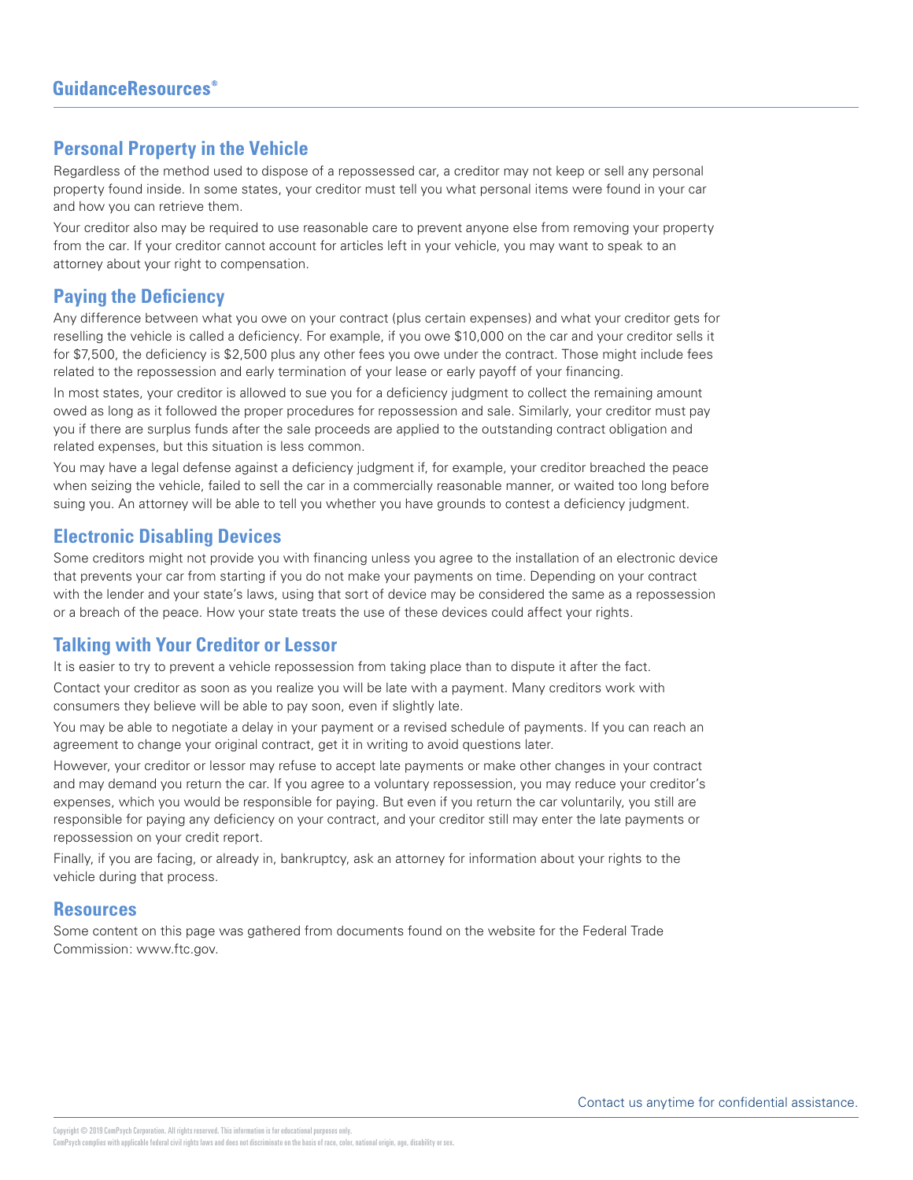## Personal Property in the Vehicle

Regardless of the method used to dispose of a repossessed car, a creditor may not keep or sell any personal property found inside. In some states, your creditor must tell you what personal items were found in your car and how you can retrieve them.

Your creditor also may be required to use reasonable care to prevent anyone else from removing your property from the car. If your creditor cannot account for articles left in your vehicle, you may want to speak to an attorney about your right to compensation.

## Paying the Deficiency

Any difference between what you owe on your contract (plus certain expenses) and what your creditor gets for reselling the vehicle is called a deficiency. For example, if you owe $10,000 on the car and your creditor sells it for $7,500, the deficiency is $2,500 plus any other fees you owe under the contract. Those might include fees related to the repossession and early termination of your lease or early payoff of your financing.

In most states, your creditor is allowed to sue you for a deficiency judgment to collect the remaining amount owed as long as it followed the proper procedures for repossession and sale. Similarly, your creditor must pay you if there are surplus funds after the sale proceeds are applied to the outstanding contract obligation and related expenses, but this situation is less common.

You may have a legal defense against a deficiency judgment if, for example, your creditor breached the peace when seizing the vehicle, failed to sell the car in a commercially reasonable manner, or waited too long before suing you. An attorney will be able to tell you whether you have grounds to contest a deficiency judgment.

## Electronic Disabling Devices

Some creditors might not provide you with financing unless you agree to the installation of an electronic device that prevents your car from starting if you do not make your payments on time. Depending on your contract with the lender and your state's laws, using that sort of device may be considered the same as a repossession or a breach of the peace. How your state treats the use of these devices could affect your rights.

## Talking with Your Creditor or Lessor

It is easier to try to prevent a vehicle repossession from taking place than to dispute it after the fact.

Contact your creditor as soon as you realize you will be late with a payment. Many creditors work with consumers they believe will be able to pay soon, even if slightly late.

You may be able to negotiate a delay in your payment or a revised schedule of payments. If you can reach an agreement to change your original contract, get it in writing to avoid questions later.

However, your creditor or lessor may refuse to accept late payments or make other changes in your contract and may demand you return the car. If you agree to a voluntary repossession, you may reduce your creditor's expenses, which you would be responsible for paying. But even if you return the car voluntarily, you still are responsible for paying any deficiency on your contract, and your creditor still may enter the late payments or repossession on your credit report.

Finally, if you are facing, or already in, bankruptcy, ask an attorney for information about your rights to the vehicle during that process.

## Resources

Some content on this page was gathered from documents found on the website for the Federal Trade Commission: www.ftc.gov.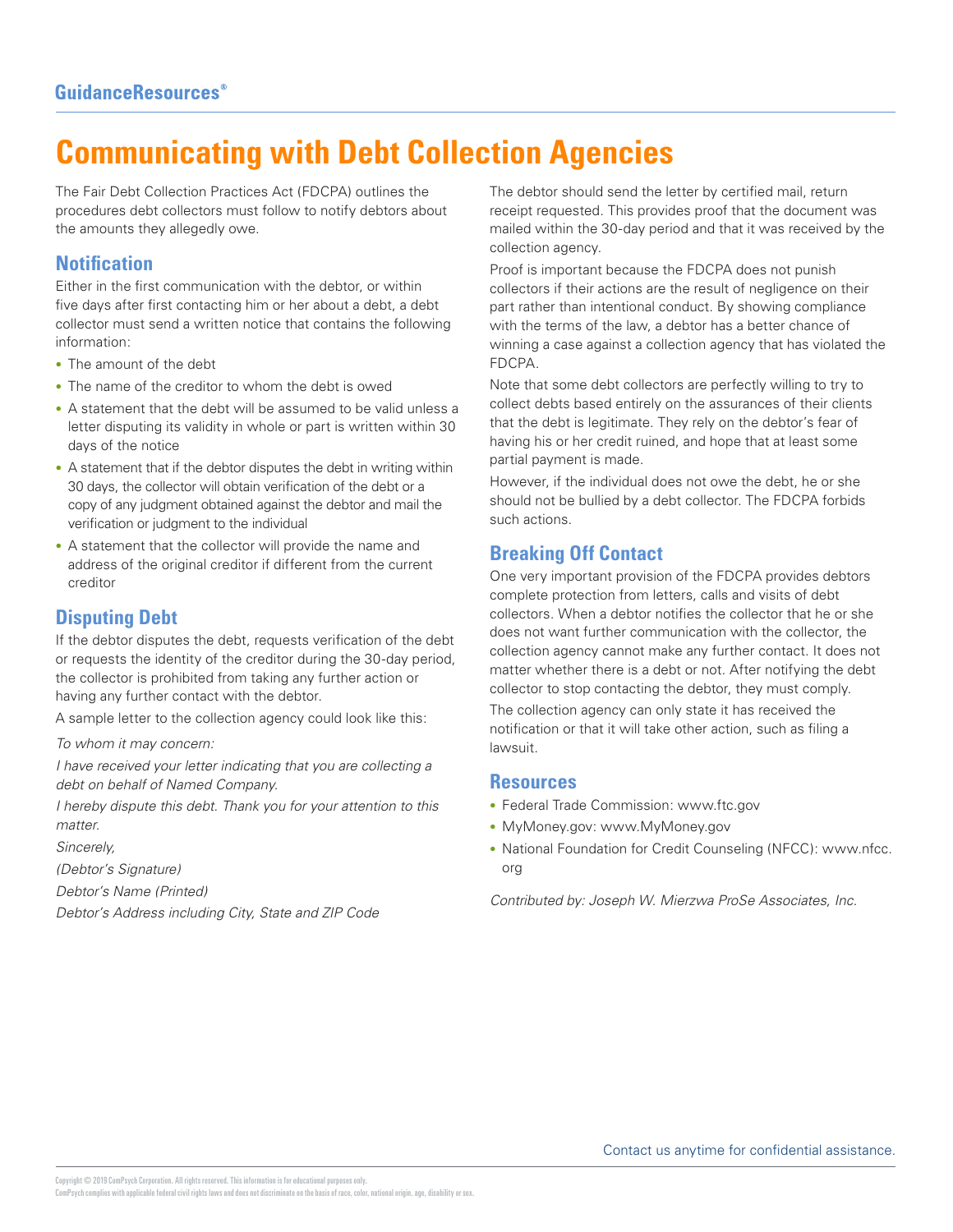# Communicating with Debt Collection Agencies

The Fair Debt Collection Practices Act (FDCPA) outlines the procedures debt collectors must follow to notify debtors about the amounts they allegedly owe.

## Notification

Either in the first communication with the debtor, or within five days after first contacting him or her about a debt, a debt collector must send a written notice that contains the following information:

- The amount of the debt
- The name of the creditor to whom the debt is owed
- A statement that the debt will be assumed to be valid unless a letter disputing its validity in whole or part is written within 30 days of the notice
- A statement that if the debtor disputes the debt in writing within 30 days, the collector will obtain verification of the debt or a copy of any judgment obtained against the debtor and mail the verification or judgment to the individual
- A statement that the collector will provide the name and address of the original creditor if different from the current creditor

## Disputing Debt

If the debtor disputes the debt, requests verification of the debt or requests the identity of the creditor during the 30-day period, the collector is prohibited from taking any further action or having any further contact with the debtor.

A sample letter to the collection agency could look like this:

*To whom it may concern:*

*I have received your letter indicating that you are collecting a debt on behalf of Named Company.*

*I hereby dispute this debt. Thank you for your attention to this matter.*

*Sincerely,*

*(Debtor's Signature)*

*Debtor's Name (Printed)*

*Debtor's Address including City, State and ZIP Code*

The debtor should send the letter by certified mail, return receipt requested. This provides proof that the document was mailed within the 30-day period and that it was received by the collection agency.

Proof is important because the FDCPA does not punish collectors if their actions are the result of negligence on their part rather than intentional conduct. By showing compliance with the terms of the law, a debtor has a better chance of winning a case against a collection agency that has violated the FDCPA.

Note that some debt collectors are perfectly willing to try to collect debts based entirely on the assurances of their clients that the debt is legitimate. They rely on the debtor's fear of having his or her credit ruined, and hope that at least some partial payment is made.

However, if the individual does not owe the debt, he or she should not be bullied by a debt collector. The FDCPA forbids such actions.

## Breaking Off Contact

One very important provision of the FDCPA provides debtors complete protection from letters, calls and visits of debt collectors. When a debtor notifies the collector that he or she does not want further communication with the collector, the collection agency cannot make any further contact. It does not matter whether there is a debt or not. After notifying the debt collector to stop contacting the debtor, they must comply.

The collection agency can only state it has received the notification or that it will take other action, such as filing a lawsuit.

## Resources

- Federal Trade Commission: www.ftc.gov
- MyMoney.gov: www.MyMoney.gov
- National Foundation for Credit Counseling (NFCC): www.nfcc.org

*Contributed by: Joseph W. Mierzwa ProSe Associates, Inc.*

Contact us anytime for confidential assistance.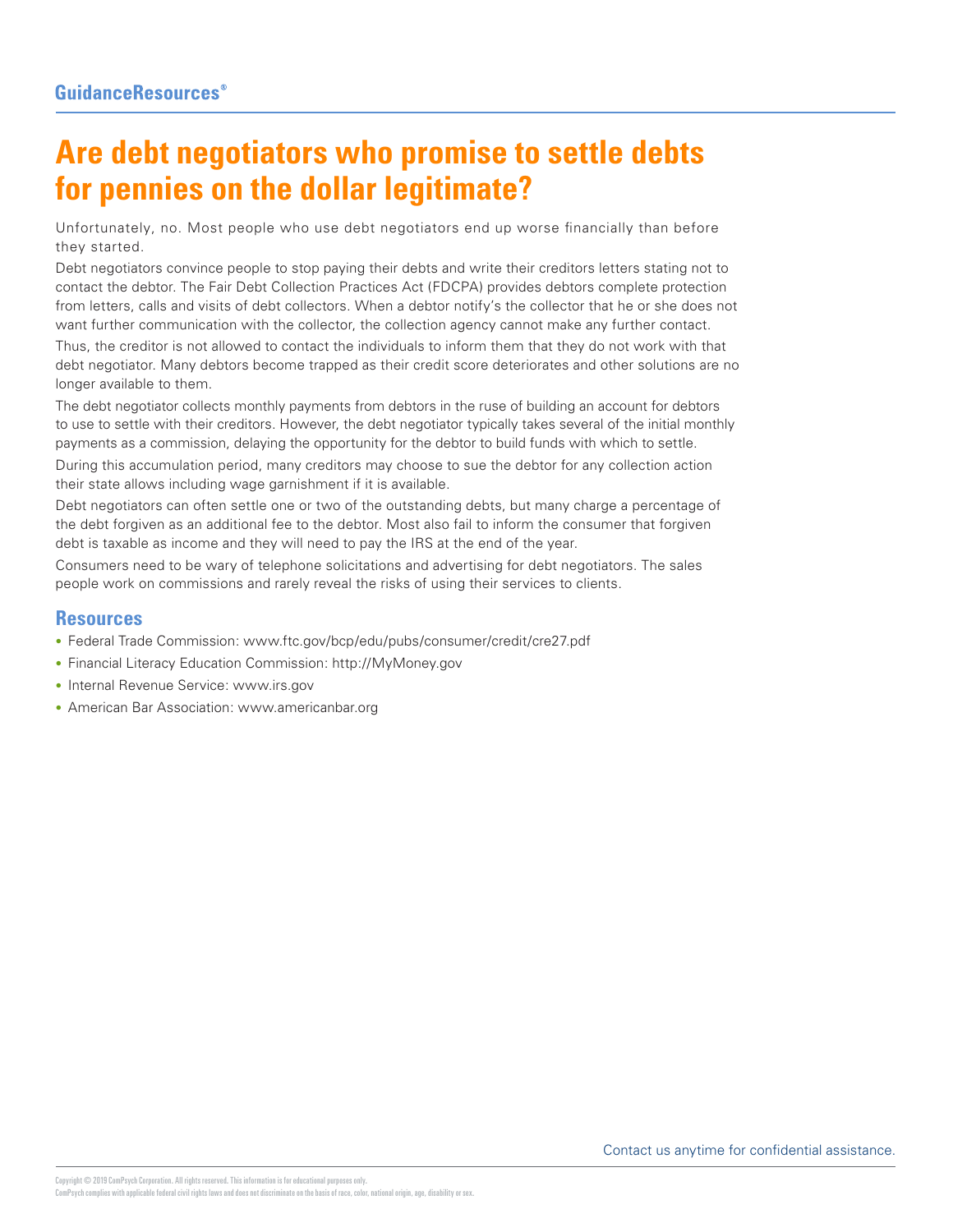# Are debt negotiators who promise to settle debts for pennies on the dollar legitimate?

Unfortunately, no. Most people who use debt negotiators end up worse financially than before they started.

Debt negotiators convince people to stop paying their debts and write their creditors letters stating not to contact the debtor. The Fair Debt Collection Practices Act (FDCPA) provides debtors complete protection from letters, calls and visits of debt collectors. When a debtor notify's the collector that he or she does not want further communication with the collector, the collection agency cannot make any further contact.

Thus, the creditor is not allowed to contact the individuals to inform them that they do not work with that debt negotiator. Many debtors become trapped as their credit score deteriorates and other solutions are no longer available to them.

The debt negotiator collects monthly payments from debtors in the ruse of building an account for debtors to use to settle with their creditors. However, the debt negotiator typically takes several of the initial monthly payments as a commission, delaying the opportunity for the debtor to build funds with which to settle.

During this accumulation period, many creditors may choose to sue the debtor for any collection action their state allows including wage garnishment if it is available.

Debt negotiators can often settle one or two of the outstanding debts, but many charge a percentage of the debt forgiven as an additional fee to the debtor. Most also fail to inform the consumer that forgiven debt is taxable as income and they will need to pay the IRS at the end of the year.

Consumers need to be wary of telephone solicitations and advertising for debt negotiators. The sales people work on commissions and rarely reveal the risks of using their services to clients.

## Resources

- Federal Trade Commission: www.ftc.gov/bcp/edu/pubs/consumer/credit/cre27.pdf
- Financial Literacy Education Commission: http://MyMoney.gov
- Internal Revenue Service: www.irs.gov
- American Bar Association: www.americanbar.org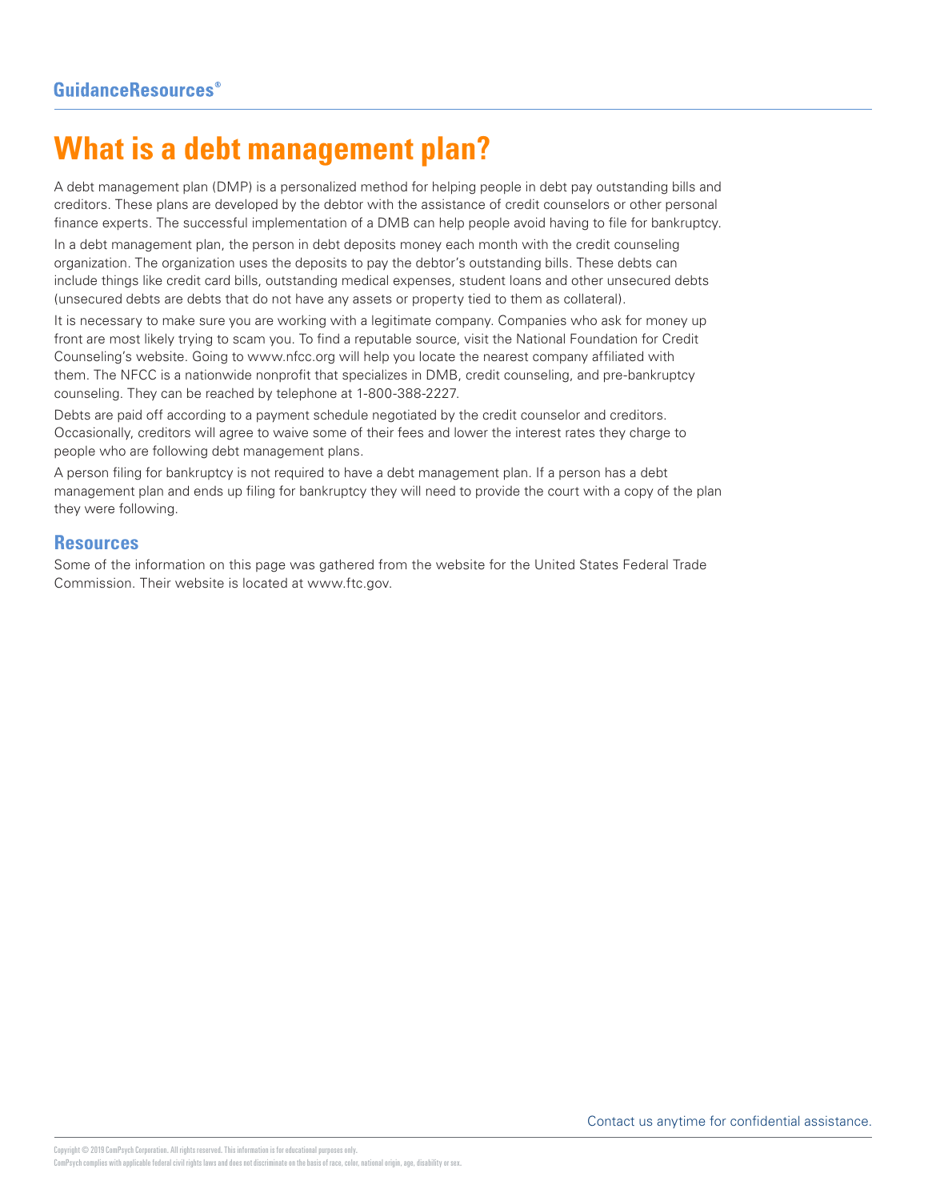# What is a debt management plan?

A debt management plan (DMP) is a personalized method for helping people in debt pay outstanding bills and creditors. These plans are developed by the debtor with the assistance of credit counselors or other personal finance experts. The successful implementation of a DMB can help people avoid having to file for bankruptcy.

In a debt management plan, the person in debt deposits money each month with the credit counseling organization. The organization uses the deposits to pay the debtor's outstanding bills. These debts can include things like credit card bills, outstanding medical expenses, student loans and other unsecured debts (unsecured debts are debts that do not have any assets or property tied to them as collateral).

It is necessary to make sure you are working with a legitimate company. Companies who ask for money up front are most likely trying to scam you. To find a reputable source, visit the National Foundation for Credit Counseling's website. Going to www.nfcc.org will help you locate the nearest company affiliated with them. The NFCC is a nationwide nonprofit that specializes in DMB, credit counseling, and pre-bankruptcy counseling. They can be reached by telephone at 1-800-388-2227.

Debts are paid off according to a payment schedule negotiated by the credit counselor and creditors. Occasionally, creditors will agree to waive some of their fees and lower the interest rates they charge to people who are following debt management plans.

A person filing for bankruptcy is not required to have a debt management plan. If a person has a debt management plan and ends up filing for bankruptcy they will need to provide the court with a copy of the plan they were following.

## Resources

Some of the information on this page was gathered from the website for the United States Federal Trade Commission. Their website is located at www.ftc.gov.

Contact us anytime for confidential assistance.

Copyright © 2019 ComPsych Corporation. All rights reserved. This information is for educational purposes only.
ComPsych complies with applicable federal civil rights laws and does not discriminate on the basis of race, color, national origin, age, disability or sex.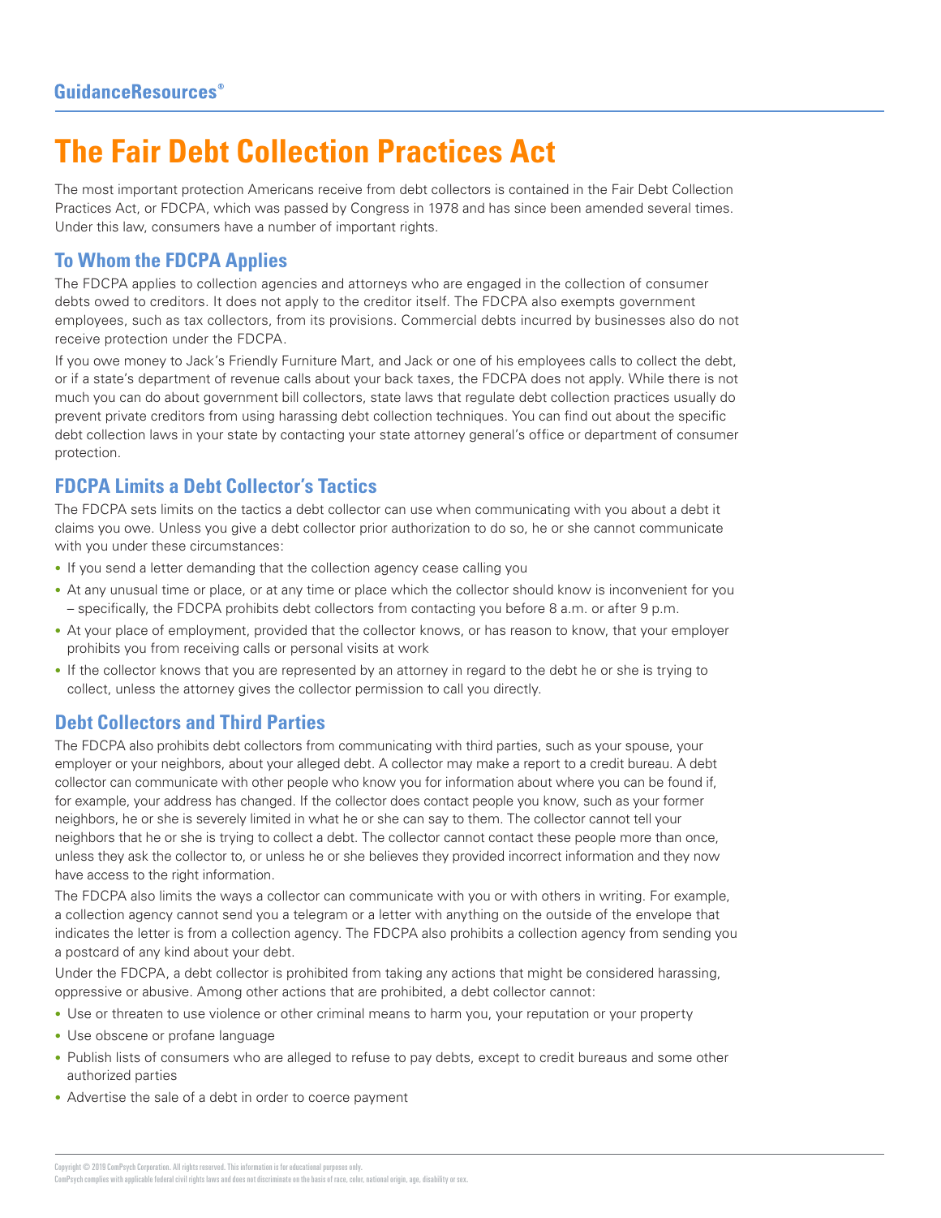# The Fair Debt Collection Practices Act

The most important protection Americans receive from debt collectors is contained in the Fair Debt Collection Practices Act, or FDCPA, which was passed by Congress in 1978 and has since been amended several times. Under this law, consumers have a number of important rights.

## To Whom the FDCPA Applies

The FDCPA applies to collection agencies and attorneys who are engaged in the collection of consumer debts owed to creditors. It does not apply to the creditor itself. The FDCPA also exempts government employees, such as tax collectors, from its provisions. Commercial debts incurred by businesses also do not receive protection under the FDCPA.

If you owe money to Jack's Friendly Furniture Mart, and Jack or one of his employees calls to collect the debt, or if a state's department of revenue calls about your back taxes, the FDCPA does not apply. While there is not much you can do about government bill collectors, state laws that regulate debt collection practices usually do prevent private creditors from using harassing debt collection techniques. You can find out about the specific debt collection laws in your state by contacting your state attorney general's office or department of consumer protection.

## FDCPA Limits a Debt Collector's Tactics

The FDCPA sets limits on the tactics a debt collector can use when communicating with you about a debt it claims you owe. Unless you give a debt collector prior authorization to do so, he or she cannot communicate with you under these circumstances:

- If you send a letter demanding that the collection agency cease calling you
- At any unusual time or place, or at any time or place which the collector should know is inconvenient for you – specifically, the FDCPA prohibits debt collectors from contacting you before 8 a.m. or after 9 p.m.
- At your place of employment, provided that the collector knows, or has reason to know, that your employer prohibits you from receiving calls or personal visits at work
- If the collector knows that you are represented by an attorney in regard to the debt he or she is trying to collect, unless the attorney gives the collector permission to call you directly.

## Debt Collectors and Third Parties

The FDCPA also prohibits debt collectors from communicating with third parties, such as your spouse, your employer or your neighbors, about your alleged debt. A collector may make a report to a credit bureau. A debt collector can communicate with other people who know you for information about where you can be found if, for example, your address has changed. If the collector does contact people you know, such as your former neighbors, he or she is severely limited in what he or she can say to them. The collector cannot tell your neighbors that he or she is trying to collect a debt. The collector cannot contact these people more than once, unless they ask the collector to, or unless he or she believes they provided incorrect information and they now have access to the right information.

The FDCPA also limits the ways a collector can communicate with you or with others in writing. For example, a collection agency cannot send you a telegram or a letter with anything on the outside of the envelope that indicates the letter is from a collection agency. The FDCPA also prohibits a collection agency from sending you a postcard of any kind about your debt.

Under the FDCPA, a debt collector is prohibited from taking any actions that might be considered harassing, oppressive or abusive. Among other actions that are prohibited, a debt collector cannot:

- Use or threaten to use violence or other criminal means to harm you, your reputation or your property
- Use obscene or profane language
- Publish lists of consumers who are alleged to refuse to pay debts, except to credit bureaus and some other authorized parties
- Advertise the sale of a debt in order to coerce payment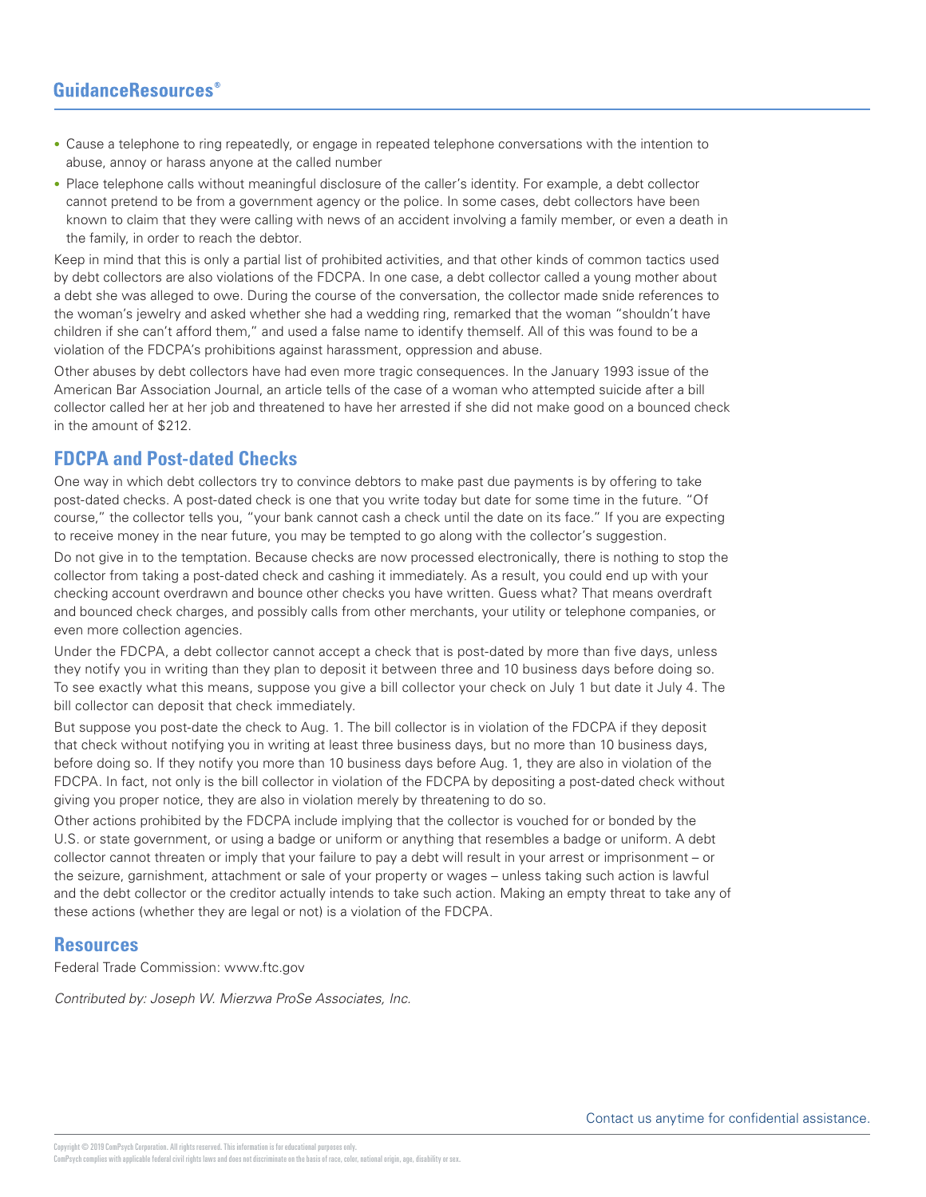- Cause a telephone to ring repeatedly, or engage in repeated telephone conversations with the intention to abuse, annoy or harass anyone at the called number
- Place telephone calls without meaningful disclosure of the caller's identity. For example, a debt collector cannot pretend to be from a government agency or the police. In some cases, debt collectors have been known to claim that they were calling with news of an accident involving a family member, or even a death in the family, in order to reach the debtor.

Keep in mind that this is only a partial list of prohibited activities, and that other kinds of common tactics used by debt collectors are also violations of the FDCPA. In one case, a debt collector called a young mother about a debt she was alleged to owe. During the course of the conversation, the collector made snide references to the woman's jewelry and asked whether she had a wedding ring, remarked that the woman "shouldn't have children if she can't afford them," and used a false name to identify themself. All of this was found to be a violation of the FDCPA's prohibitions against harassment, oppression and abuse.

Other abuses by debt collectors have had even more tragic consequences. In the January 1993 issue of the American Bar Association Journal, an article tells of the case of a woman who attempted suicide after a bill collector called her at her job and threatened to have her arrested if she did not make good on a bounced check in the amount of $212.

## FDCPA and Post-dated Checks

One way in which debt collectors try to convince debtors to make past due payments is by offering to take post-dated checks. A post-dated check is one that you write today but date for some time in the future. "Of course," the collector tells you, "your bank cannot cash a check until the date on its face." If you are expecting to receive money in the near future, you may be tempted to go along with the collector's suggestion.

Do not give in to the temptation. Because checks are now processed electronically, there is nothing to stop the collector from taking a post-dated check and cashing it immediately. As a result, you could end up with your checking account overdrawn and bounce other checks you have written. Guess what? That means overdraft and bounced check charges, and possibly calls from other merchants, your utility or telephone companies, or even more collection agencies.

Under the FDCPA, a debt collector cannot accept a check that is post-dated by more than five days, unless they notify you in writing than they plan to deposit it between three and 10 business days before doing so. To see exactly what this means, suppose you give a bill collector your check on July 1 but date it July 4. The bill collector can deposit that check immediately.

But suppose you post-date the check to Aug. 1. The bill collector is in violation of the FDCPA if they deposit that check without notifying you in writing at least three business days, but no more than 10 business days, before doing so. If they notify you more than 10 business days before Aug. 1, they are also in violation of the FDCPA. In fact, not only is the bill collector in violation of the FDCPA by depositing a post-dated check without giving you proper notice, they are also in violation merely by threatening to do so.

Other actions prohibited by the FDCPA include implying that the collector is vouched for or bonded by the U.S. or state government, or using a badge or uniform or anything that resembles a badge or uniform. A debt collector cannot threaten or imply that your failure to pay a debt will result in your arrest or imprisonment – or the seizure, garnishment, attachment or sale of your property or wages – unless taking such action is lawful and the debt collector or the creditor actually intends to take such action. Making an empty threat to take any of these actions (whether they are legal or not) is a violation of the FDCPA.

## Resources

Federal Trade Commission: www.ftc.gov

*Contributed by: Joseph W. Mierzwa ProSe Associates, Inc.*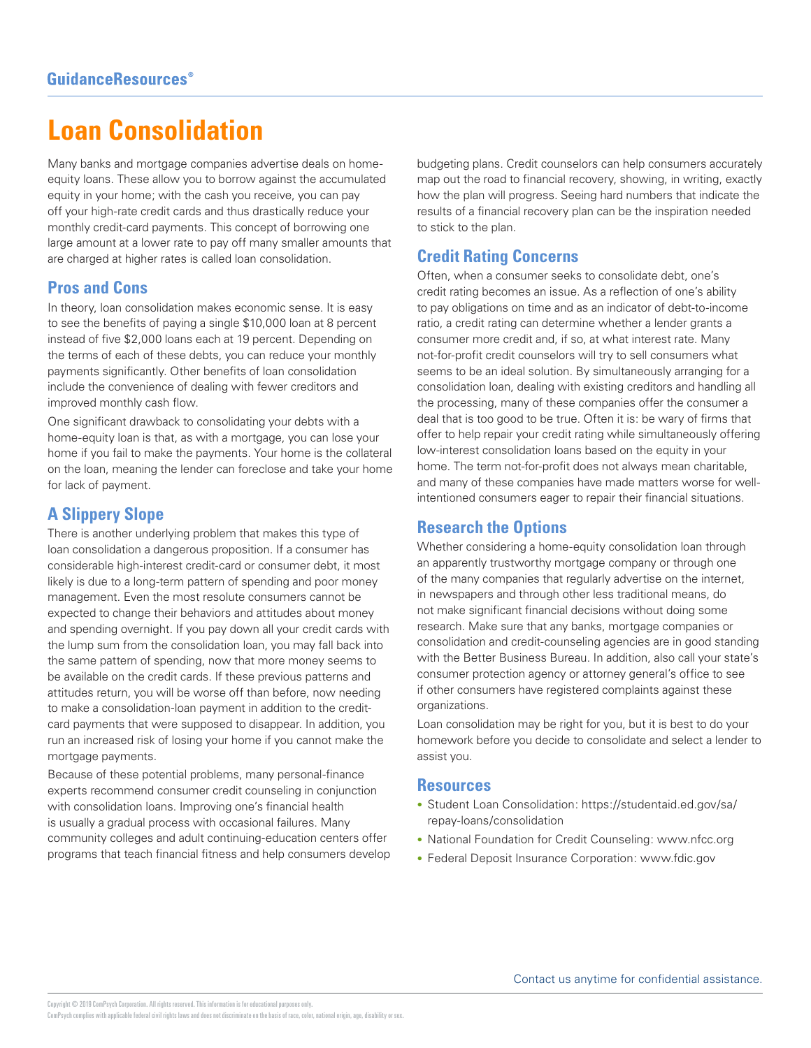# Loan Consolidation

Many banks and mortgage companies advertise deals on home-equity loans. These allow you to borrow against the accumulated equity in your home; with the cash you receive, you can pay off your high-rate credit cards and thus drastically reduce your monthly credit-card payments. This concept of borrowing one large amount at a lower rate to pay off many smaller amounts that are charged at higher rates is called loan consolidation.

## Pros and Cons

In theory, loan consolidation makes economic sense. It is easy to see the benefits of paying a single $10,000 loan at 8 percent instead of five $2,000 loans each at 19 percent. Depending on the terms of each of these debts, you can reduce your monthly payments significantly. Other benefits of loan consolidation include the convenience of dealing with fewer creditors and improved monthly cash flow.

One significant drawback to consolidating your debts with a home-equity loan is that, as with a mortgage, you can lose your home if you fail to make the payments. Your home is the collateral on the loan, meaning the lender can foreclose and take your home for lack of payment.

## A Slippery Slope

There is another underlying problem that makes this type of loan consolidation a dangerous proposition. If a consumer has considerable high-interest credit-card or consumer debt, it most likely is due to a long-term pattern of spending and poor money management. Even the most resolute consumers cannot be expected to change their behaviors and attitudes about money and spending overnight. If you pay down all your credit cards with the lump sum from the consolidation loan, you may fall back into the same pattern of spending, now that more money seems to be available on the credit cards. If these previous patterns and attitudes return, you will be worse off than before, now needing to make a consolidation-loan payment in addition to the credit-card payments that were supposed to disappear. In addition, you run an increased risk of losing your home if you cannot make the mortgage payments.

Because of these potential problems, many personal-finance experts recommend consumer credit counseling in conjunction with consolidation loans. Improving one's financial health is usually a gradual process with occasional failures. Many community colleges and adult continuing-education centers offer programs that teach financial fitness and help consumers develop budgeting plans. Credit counselors can help consumers accurately map out the road to financial recovery, showing, in writing, exactly how the plan will progress. Seeing hard numbers that indicate the results of a financial recovery plan can be the inspiration needed to stick to the plan.

## Credit Rating Concerns

Often, when a consumer seeks to consolidate debt, one's credit rating becomes an issue. As a reflection of one's ability to pay obligations on time and as an indicator of debt-to-income ratio, a credit rating can determine whether a lender grants a consumer more credit and, if so, at what interest rate. Many not-for-profit credit counselors will try to sell consumers what seems to be an ideal solution. By simultaneously arranging for a consolidation loan, dealing with existing creditors and handling all the processing, many of these companies offer the consumer a deal that is too good to be true. Often it is: be wary of firms that offer to help repair your credit rating while simultaneously offering low-interest consolidation loans based on the equity in your home. The term not-for-profit does not always mean charitable, and many of these companies have made matters worse for well-intentioned consumers eager to repair their financial situations.

## Research the Options

Whether considering a home-equity consolidation loan through an apparently trustworthy mortgage company or through one of the many companies that regularly advertise on the internet, in newspapers and through other less traditional means, do not make significant financial decisions without doing some research. Make sure that any banks, mortgage companies or consolidation and credit-counseling agencies are in good standing with the Better Business Bureau. In addition, also call your state's consumer protection agency or attorney general's office to see if other consumers have registered complaints against these organizations.

Loan consolidation may be right for you, but it is best to do your homework before you decide to consolidate and select a lender to assist you.

## Resources

- Student Loan Consolidation: https://studentaid.ed.gov/sa/repay-loans/consolidation
- National Foundation for Credit Counseling: www.nfcc.org
- Federal Deposit Insurance Corporation: www.fdic.gov

Contact us anytime for confidential assistance.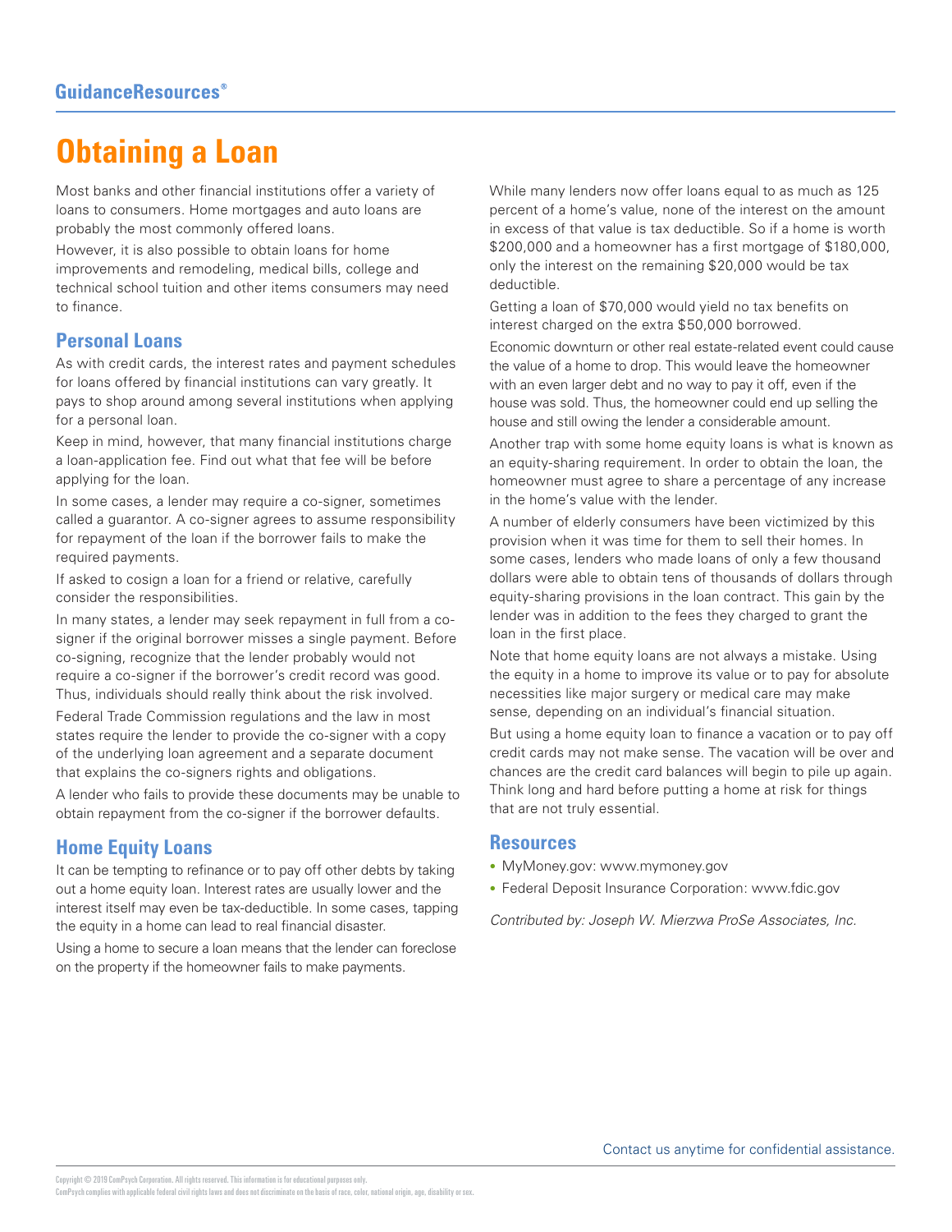# Obtaining a Loan

Most banks and other financial institutions offer a variety of loans to consumers. Home mortgages and auto loans are probably the most commonly offered loans.

However, it is also possible to obtain loans for home improvements and remodeling, medical bills, college and technical school tuition and other items consumers may need to finance.

## Personal Loans

As with credit cards, the interest rates and payment schedules for loans offered by financial institutions can vary greatly. It pays to shop around among several institutions when applying for a personal loan.

Keep in mind, however, that many financial institutions charge a loan-application fee. Find out what that fee will be before applying for the loan.

In some cases, a lender may require a co-signer, sometimes called a guarantor. A co-signer agrees to assume responsibility for repayment of the loan if the borrower fails to make the required payments.

If asked to cosign a loan for a friend or relative, carefully consider the responsibilities.

In many states, a lender may seek repayment in full from a co-signer if the original borrower misses a single payment. Before co-signing, recognize that the lender probably would not require a co-signer if the borrower's credit record was good. Thus, individuals should really think about the risk involved.

Federal Trade Commission regulations and the law in most states require the lender to provide the co-signer with a copy of the underlying loan agreement and a separate document that explains the co-signers rights and obligations.

A lender who fails to provide these documents may be unable to obtain repayment from the co-signer if the borrower defaults.

## Home Equity Loans

It can be tempting to refinance or to pay off other debts by taking out a home equity loan. Interest rates are usually lower and the interest itself may even be tax-deductible. In some cases, tapping the equity in a home can lead to real financial disaster.

Using a home to secure a loan means that the lender can foreclose on the property if the homeowner fails to make payments.

While many lenders now offer loans equal to as much as 125 percent of a home's value, none of the interest on the amount in excess of that value is tax deductible. So if a home is worth $200,000 and a homeowner has a first mortgage of $180,000, only the interest on the remaining $20,000 would be tax deductible.

Getting a loan of $70,000 would yield no tax benefits on interest charged on the extra $50,000 borrowed.

Economic downturn or other real estate-related event could cause the value of a home to drop. This would leave the homeowner with an even larger debt and no way to pay it off, even if the house was sold. Thus, the homeowner could end up selling the house and still owing the lender a considerable amount.

Another trap with some home equity loans is what is known as an equity-sharing requirement. In order to obtain the loan, the homeowner must agree to share a percentage of any increase in the home's value with the lender.

A number of elderly consumers have been victimized by this provision when it was time for them to sell their homes. In some cases, lenders who made loans of only a few thousand dollars were able to obtain tens of thousands of dollars through equity-sharing provisions in the loan contract. This gain by the lender was in addition to the fees they charged to grant the loan in the first place.

Note that home equity loans are not always a mistake. Using the equity in a home to improve its value or to pay for absolute necessities like major surgery or medical care may make sense, depending on an individual's financial situation.

But using a home equity loan to finance a vacation or to pay off credit cards may not make sense. The vacation will be over and chances are the credit card balances will begin to pile up again. Think long and hard before putting a home at risk for things that are not truly essential.

## Resources

- MyMoney.gov: www.mymoney.gov
- Federal Deposit Insurance Corporation: www.fdic.gov

*Contributed by: Joseph W. Mierzwa ProSe Associates, Inc.*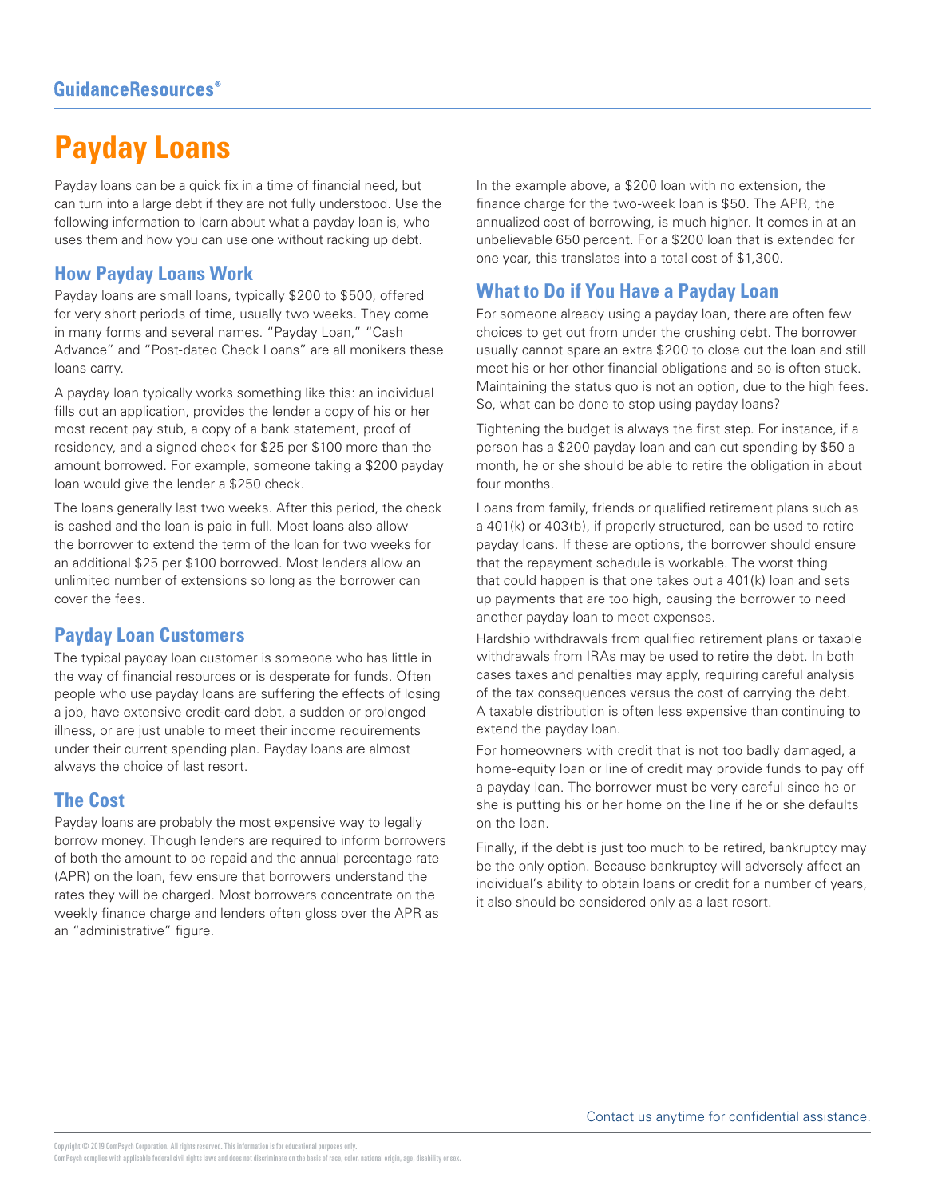# Payday Loans

Payday loans can be a quick fix in a time of financial need, but can turn into a large debt if they are not fully understood. Use the following information to learn about what a payday loan is, who uses them and how you can use one without racking up debt.

## How Payday Loans Work

Payday loans are small loans, typically $200 to $500, offered for very short periods of time, usually two weeks. They come in many forms and several names. "Payday Loan," "Cash Advance" and "Post-dated Check Loans" are all monikers these loans carry.

A payday loan typically works something like this: an individual fills out an application, provides the lender a copy of his or her most recent pay stub, a copy of a bank statement, proof of residency, and a signed check for $25 per $100 more than the amount borrowed. For example, someone taking a $200 payday loan would give the lender a $250 check.

The loans generally last two weeks. After this period, the check is cashed and the loan is paid in full. Most loans also allow the borrower to extend the term of the loan for two weeks for an additional $25 per $100 borrowed. Most lenders allow an unlimited number of extensions so long as the borrower can cover the fees.

## Payday Loan Customers

The typical payday loan customer is someone who has little in the way of financial resources or is desperate for funds. Often people who use payday loans are suffering the effects of losing a job, have extensive credit-card debt, a sudden or prolonged illness, or are just unable to meet their income requirements under their current spending plan. Payday loans are almost always the choice of last resort.

## The Cost

Payday loans are probably the most expensive way to legally borrow money. Though lenders are required to inform borrowers of both the amount to be repaid and the annual percentage rate (APR) on the loan, few ensure that borrowers understand the rates they will be charged. Most borrowers concentrate on the weekly finance charge and lenders often gloss over the APR as an "administrative" figure.

In the example above, a $200 loan with no extension, the finance charge for the two-week loan is $50. The APR, the annualized cost of borrowing, is much higher. It comes in at an unbelievable 650 percent. For a $200 loan that is extended for one year, this translates into a total cost of $1,300.

## What to Do if You Have a Payday Loan

For someone already using a payday loan, there are often few choices to get out from under the crushing debt. The borrower usually cannot spare an extra $200 to close out the loan and still meet his or her other financial obligations and so is often stuck. Maintaining the status quo is not an option, due to the high fees. So, what can be done to stop using payday loans?

Tightening the budget is always the first step. For instance, if a person has a $200 payday loan and can cut spending by $50 a month, he or she should be able to retire the obligation in about four months.

Loans from family, friends or qualified retirement plans such as a 401(k) or 403(b), if properly structured, can be used to retire payday loans. If these are options, the borrower should ensure that the repayment schedule is workable. The worst thing that could happen is that one takes out a 401(k) loan and sets up payments that are too high, causing the borrower to need another payday loan to meet expenses.

Hardship withdrawals from qualified retirement plans or taxable withdrawals from IRAs may be used to retire the debt. In both cases taxes and penalties may apply, requiring careful analysis of the tax consequences versus the cost of carrying the debt. A taxable distribution is often less expensive than continuing to extend the payday loan.

For homeowners with credit that is not too badly damaged, a home-equity loan or line of credit may provide funds to pay off a payday loan. The borrower must be very careful since he or she is putting his or her home on the line if he or she defaults on the loan.

Finally, if the debt is just too much to be retired, bankruptcy may be the only option. Because bankruptcy will adversely affect an individual's ability to obtain loans or credit for a number of years, it also should be considered only as a last resort.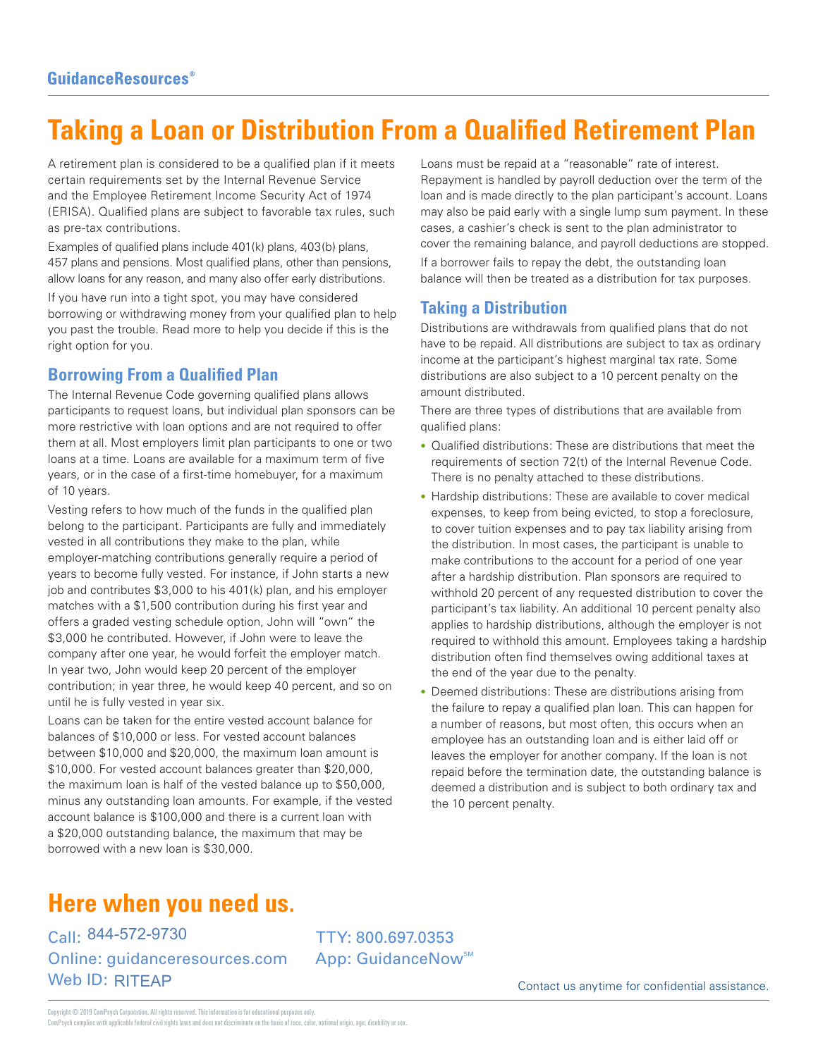GuidanceResources®

# Taking a Loan or Distribution From a Qualified Retirement Plan

A retirement plan is considered to be a qualified plan if it meets certain requirements set by the Internal Revenue Service and the Employee Retirement Income Security Act of 1974 (ERISA). Qualified plans are subject to favorable tax rules, such as pre-tax contributions.

Examples of qualified plans include 401(k) plans, 403(b) plans, 457 plans and pensions. Most qualified plans, other than pensions, allow loans for any reason, and many also offer early distributions.

If you have run into a tight spot, you may have considered borrowing or withdrawing money from your qualified plan to help you past the trouble. Read more to help you decide if this is the right option for you.

## Borrowing From a Qualified Plan

The Internal Revenue Code governing qualified plans allows participants to request loans, but individual plan sponsors can be more restrictive with loan options and are not required to offer them at all. Most employers limit plan participants to one or two loans at a time. Loans are available for a maximum term of five years, or in the case of a first-time homebuyer, for a maximum of 10 years.

Vesting refers to how much of the funds in the qualified plan belong to the participant. Participants are fully and immediately vested in all contributions they make to the plan, while employer-matching contributions generally require a period of years to become fully vested. For instance, if John starts a new job and contributes $3,000 to his 401(k) plan, and his employer matches with a $1,500 contribution during his first year and offers a graded vesting schedule option, John will "own" the $3,000 he contributed. However, if John were to leave the company after one year, he would forfeit the employer match. In year two, John would keep 20 percent of the employer contribution; in year three, he would keep 40 percent, and so on until he is fully vested in year six.

Loans can be taken for the entire vested account balance for balances of $10,000 or less. For vested account balances between $10,000 and $20,000, the maximum loan amount is $10,000. For vested account balances greater than $20,000, the maximum loan is half of the vested balance up to $50,000, minus any outstanding loan amounts. For example, if the vested account balance is $100,000 and there is a current loan with a $20,000 outstanding balance, the maximum that may be borrowed with a new loan is $30,000.

Loans must be repaid at a "reasonable" rate of interest. Repayment is handled by payroll deduction over the term of the loan and is made directly to the plan participant's account. Loans may also be paid early with a single lump sum payment. In these cases, a cashier's check is sent to the plan administrator to cover the remaining balance, and payroll deductions are stopped.

If a borrower fails to repay the debt, the outstanding loan balance will then be treated as a distribution for tax purposes.

## Taking a Distribution

Distributions are withdrawals from qualified plans that do not have to be repaid. All distributions are subject to tax as ordinary income at the participant's highest marginal tax rate. Some distributions are also subject to a 10 percent penalty on the amount distributed.

There are three types of distributions that are available from qualified plans:

- Qualified distributions: These are distributions that meet the requirements of section 72(t) of the Internal Revenue Code. There is no penalty attached to these distributions.
- Hardship distributions: These are available to cover medical expenses, to keep from being evicted, to stop a foreclosure, to cover tuition expenses and to pay tax liability arising from the distribution. In most cases, the participant is unable to make contributions to the account for a period of one year after a hardship distribution. Plan sponsors are required to withhold 20 percent of any requested distribution to cover the participant's tax liability. An additional 10 percent penalty also applies to hardship distributions, although the employer is not required to withhold this amount. Employees taking a hardship distribution often find themselves owing additional taxes at the end of the year due to the penalty.
- Deemed distributions: These are distributions arising from the failure to repay a qualified plan loan. This can happen for a number of reasons, but most often, this occurs when an employee has an outstanding loan and is either laid off or leaves the employer for another company. If the loan is not repaid before the termination date, the outstanding balance is deemed a distribution and is subject to both ordinary tax and the 10 percent penalty.

## Here when you need us.

Call: 844-572-9730

Online: guidanceresources.com

Web ID: RITEAP

TTY: 800.697.0353

App: GuidanceNow℠

Contact us anytime for confidential assistance.

Copyright © 2019 ComPsych Corporation. All rights reserved. This information is for educational purposes only.

ComPsych complies with applicable federal civil rights laws and does not discriminate on the basis of race, color, national origin, age, disability or sex.